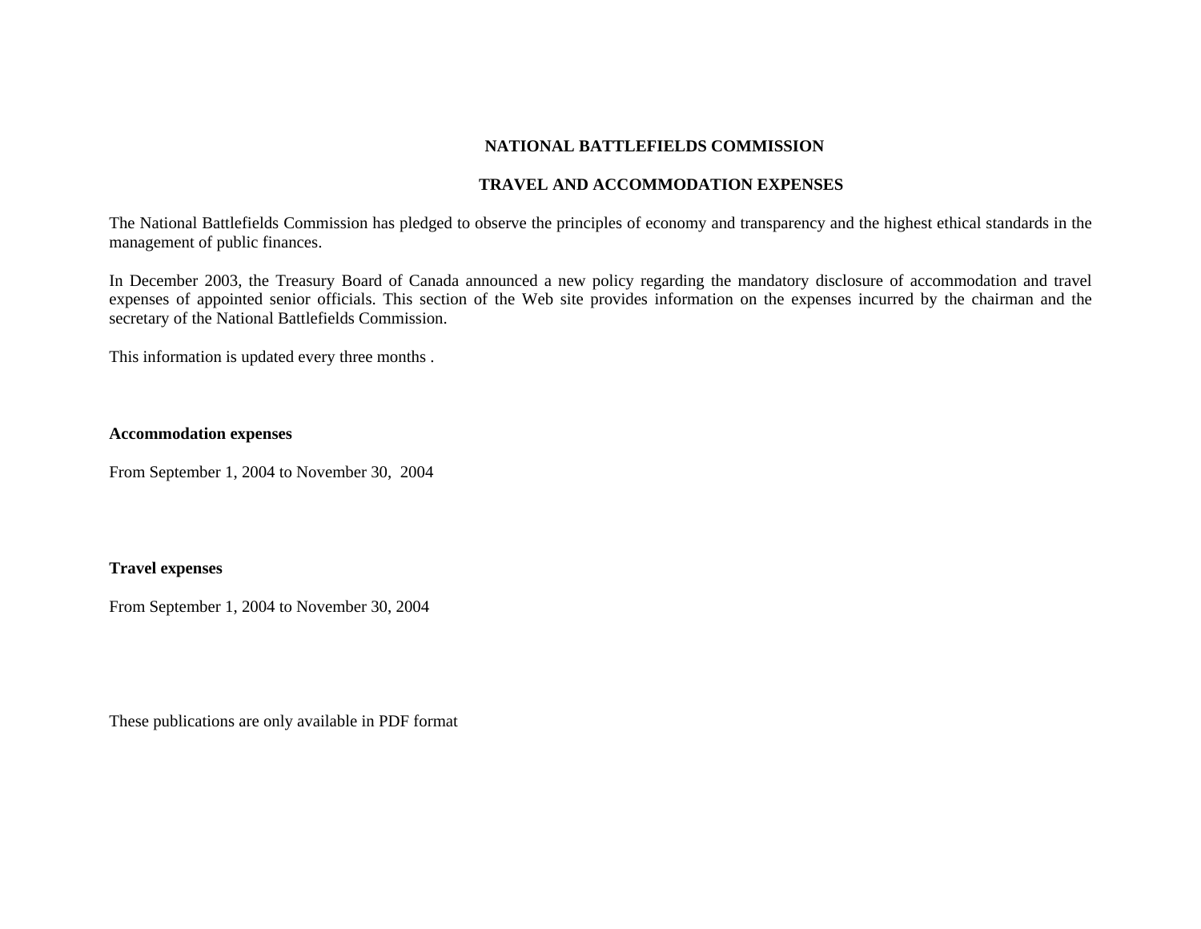# NATIONAL BATTLEFIELDS COMMISSION

## TRAVEL AND ACCOMMODATION EXPENSES

The National Battlefields Commission has pledged to observe the principles of economy and transparency and the highest ethical standards in the management of public finances.

In December 2003, the Treasury Board of Canada announced a new policy regarding the mandatory disclosure of accommodation and travel expenses of appointed senior officials. This section of the Web site provides information on the expenses incurred by the chairman and the secretary of the National Battlefields Commission.

This information is updated every three months .

**Accommodation expenses**

From September 1, 2004 to November 30, 2004

**Travel expenses**

From September 1, 2004 to November 30, 2004

These publications are only available in PDF format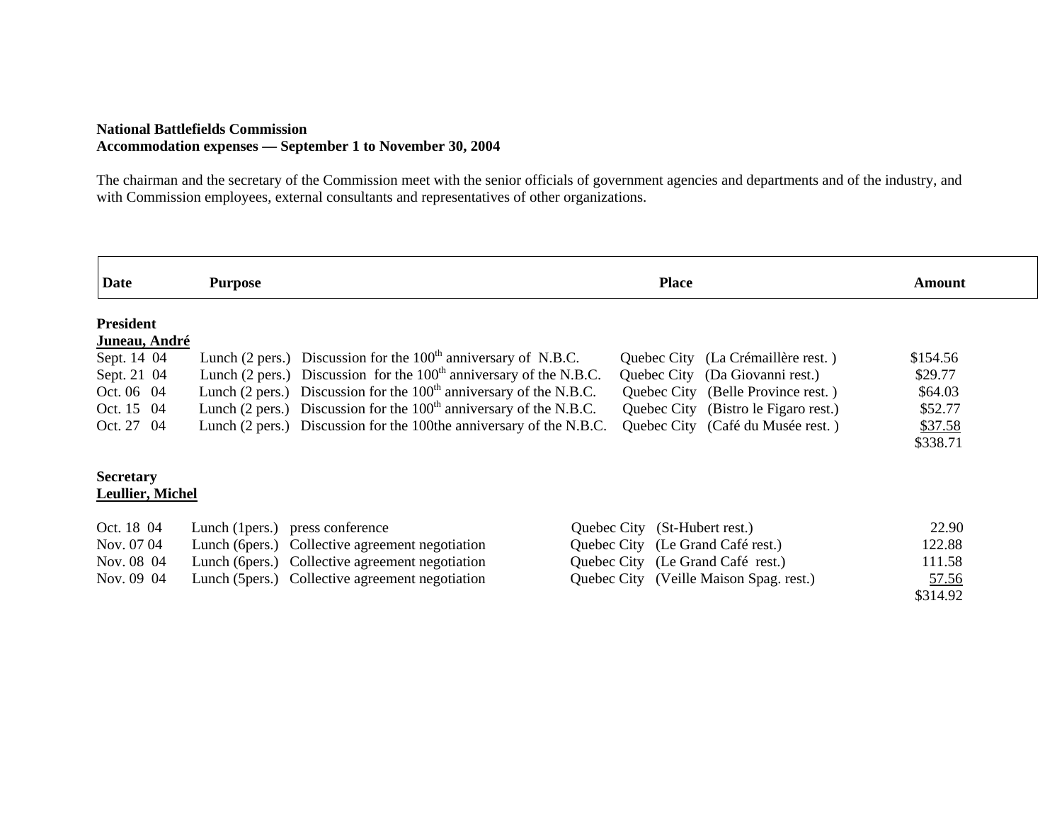**National Battlefields Commission**
**Accommodation expenses — September 1 to November 30, 2004**

The chairman and the secretary of the Commission meet with the senior officials of government agencies and departments and of the industry, and with Commission employees, external consultants and representatives of other organizations.

| Date | Purpose | Place | Amount |
|---|---|---|---|
| **President** | | | |
| **Juneau, André** | | | |
| Sept. 14 04 | Lunch (2 pers.) Discussion for the 100th anniversary of N.B.C. | Quebec City (La Crémaillère rest. ) | $154.56 |
| Sept. 21 04 | Lunch (2 pers.) Discussion for the 100th anniversary of the N.B.C. | Quebec City (Da Giovanni rest.) | $29.77 |
| Oct. 06 04 | Lunch (2 pers.) Discussion for the 100th anniversary of the N.B.C. | Quebec City (Belle Province rest. ) | $64.03 |
| Oct. 15 04 | Lunch (2 pers.) Discussion for the 100th anniversary of the N.B.C. | Quebec City (Bistro le Figaro rest.) | $52.77 |
| Oct. 27 04 | Lunch (2 pers.) Discussion for the 100the anniversary of the N.B.C. | Quebec City (Café du Musée rest. ) | $37.58 |
| | | | $338.71 |
| **Secretary** | | | |
| **Leullier, Michel** | | | |
| Oct. 18 04 | Lunch (1pers.) press conference | Quebec City (St-Hubert rest.) | 22.90 |
| Nov. 07 04 | Lunch (6pers.) Collective agreement negotiation | Quebec City (Le Grand Café rest.) | 122.88 |
| Nov. 08 04 | Lunch (6pers.) Collective agreement negotiation | Quebec City (Le Grand Café rest.) | 111.58 |
| Nov. 09 04 | Lunch (5pers.) Collective agreement negotiation | Quebec City (Veille Maison Spag. rest.) | 57.56 |
| | | | $314.92 |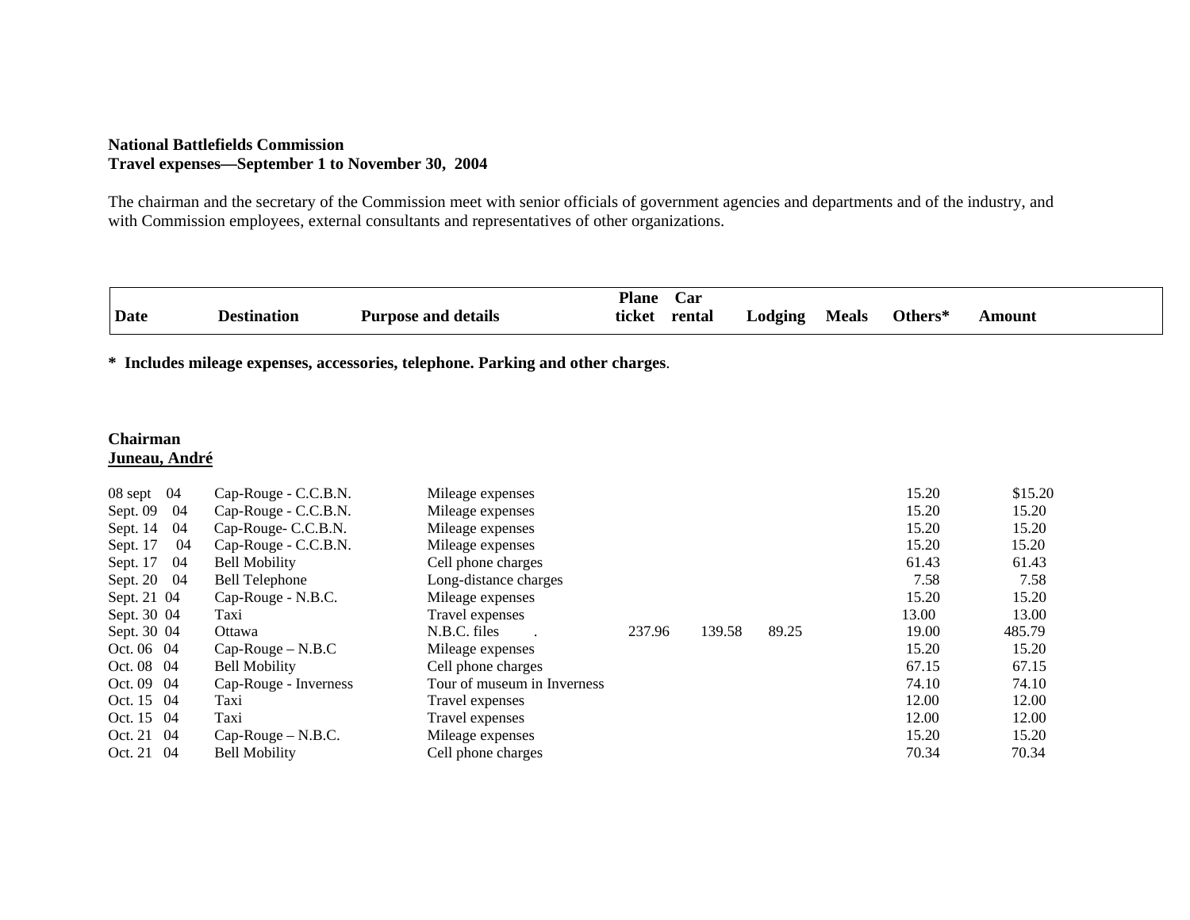**National Battlefields Commission**
**Travel expenses—September 1 to November 30, 2004**

The chairman and the secretary of the Commission meet with senior officials of government agencies and departments and of the industry, and with Commission employees, external consultants and representatives of other organizations.

**\* Includes mileage expenses, accessories, telephone. Parking and other charges**.

**Chairman**
**Juneau, André**

| Date | Destination | Purpose and details | Plane ticket | Car rental | Lodging | Meals | Others* | Amount |
|---|---|---|---|---|---|---|---|---|
| 08 sept 04 | Cap-Rouge - C.C.B.N. | Mileage expenses | | | | | 15.20 | $15.20 |
| Sept. 09 04 | Cap-Rouge - C.C.B.N. | Mileage expenses | | | | | 15.20 | 15.20 |
| Sept. 14 04 | Cap-Rouge- C.C.B.N. | Mileage expenses | | | | | 15.20 | 15.20 |
| Sept. 17 04 | Cap-Rouge - C.C.B.N. | Mileage expenses | | | | | 15.20 | 15.20 |
| Sept. 17 04 | Bell Mobility | Cell phone charges | | | | | 61.43 | 61.43 |
| Sept. 20 04 | Bell Telephone | Long-distance charges | | | | | 7.58 | 7.58 |
| Sept. 21 04 | Cap-Rouge - N.B.C. | Mileage expenses | | | | | 15.20 | 15.20 |
| Sept. 30 04 | Taxi | Travel expenses | | | | | 13.00 | 13.00 |
| Sept. 30 04 | Ottawa | N.B.C. files . | 237.96 | 139.58 | 89.25 | | 19.00 | 485.79 |
| Oct. 06 04 | Cap-Rouge – N.B.C | Mileage expenses | | | | | 15.20 | 15.20 |
| Oct. 08 04 | Bell Mobility | Cell phone charges | | | | | 67.15 | 67.15 |
| Oct. 09 04 | Cap-Rouge - Inverness | Tour of museum in Inverness | | | | | 74.10 | 74.10 |
| Oct. 15 04 | Taxi | Travel expenses | | | | | 12.00 | 12.00 |
| Oct. 15 04 | Taxi | Travel expenses | | | | | 12.00 | 12.00 |
| Oct. 21 04 | Cap-Rouge – N.B.C. | Mileage expenses | | | | | 15.20 | 15.20 |
| Oct. 21 04 | Bell Mobility | Cell phone charges | | | | | 70.34 | 70.34 |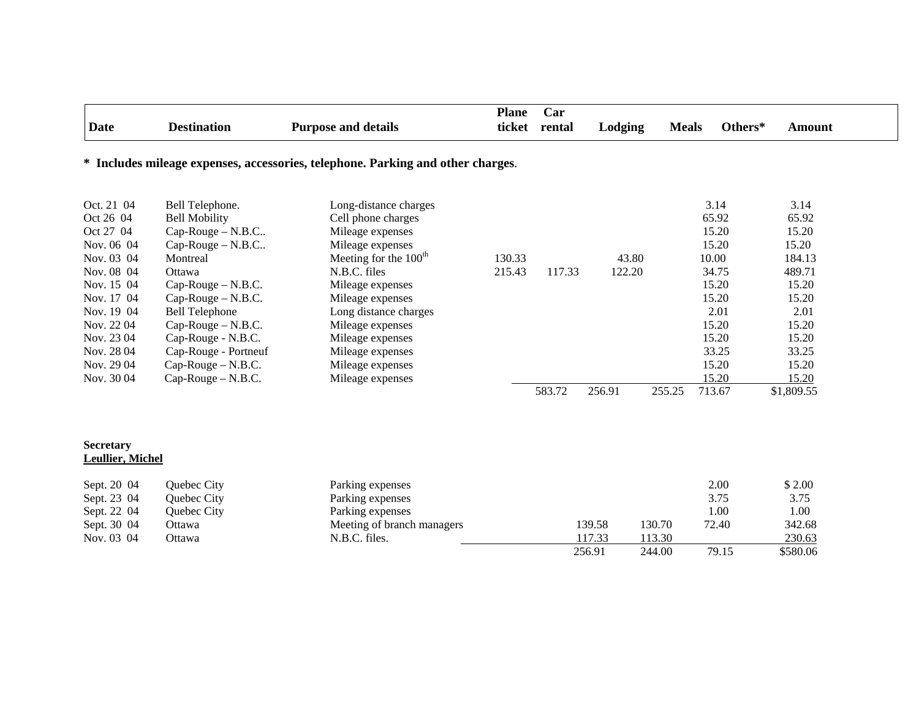| Date | Destination | Purpose and details | Plane ticket | Car rental | Lodging | Meals | Others* | Amount |
|---|---|---|---|---|---|---|---|---|

**\* Includes mileage expenses, accessories, telephone. Parking and other charges**.

| Date | Destination | Purpose and details | Plane ticket | Car rental | Lodging | Meals | Others* | Amount |
|---|---|---|---|---|---|---|---|---|
| Oct. 21 04 | Bell Telephone. | Long-distance charges | | | | | 3.14 | 3.14 |
| Oct 26 04 | Bell Mobility | Cell phone charges | | | | | 65.92 | 65.92 |
| Oct 27 04 | Cap-Rouge – N.B.C.. | Mileage expenses | | | | | 15.20 | 15.20 |
| Nov. 06 04 | Cap-Rouge – N.B.C.. | Mileage expenses | | | | | 15.20 | 15.20 |
| Nov. 03 04 | Montreal | Meeting for the 100th | 130.33 | | 43.80 | | 10.00 | 184.13 |
| Nov. 08 04 | Ottawa | N.B.C. files | 215.43 | 117.33 | 122.20 | | 34.75 | 489.71 |
| Nov. 15 04 | Cap-Rouge – N.B.C. | Mileage expenses | | | | | 15.20 | 15.20 |
| Nov. 17 04 | Cap-Rouge – N.B.C. | Mileage expenses | | | | | 15.20 | 15.20 |
| Nov. 19 04 | Bell Telephone | Long distance charges | | | | | 2.01 | 2.01 |
| Nov. 22 04 | Cap-Rouge – N.B.C. | Mileage expenses | | | | | 15.20 | 15.20 |
| Nov. 23 04 | Cap-Rouge - N.B.C. | Mileage expenses | | | | | 15.20 | 15.20 |
| Nov. 28 04 | Cap-Rouge - Portneuf | Mileage expenses | | | | | 33.25 | 33.25 |
| Nov. 29 04 | Cap-Rouge – N.B.C. | Mileage expenses | | | | | 15.20 | 15.20 |
| Nov. 30 04 | Cap-Rouge – N.B.C. | Mileage expenses | | | | | 15.20 | 15.20 |
| | | | | 583.72 | 256.91 | 255.25 | 713.67 | $1,809.55 |

**Secretary**
**Leullier, Michel**

| Date | Destination | Purpose and details | Plane ticket | Car rental | Lodging | Meals | Others* | Amount |
|---|---|---|---|---|---|---|---|---|
| Sept. 20 04 | Quebec City | Parking expenses | | | | | 2.00 | $ 2.00 |
| Sept. 23 04 | Quebec City | Parking expenses | | | | | 3.75 | 3.75 |
| Sept. 22 04 | Quebec City | Parking expenses | | | | | 1.00 | 1.00 |
| Sept. 30 04 | Ottawa | Meeting of branch managers | | | 139.58 | 130.70 | 72.40 | 342.68 |
| Nov. 03 04 | Ottawa | N.B.C. files. | | | 117.33 | 113.30 | | 230.63 |
| | | | | | 256.91 | 244.00 | 79.15 | $580.06 |